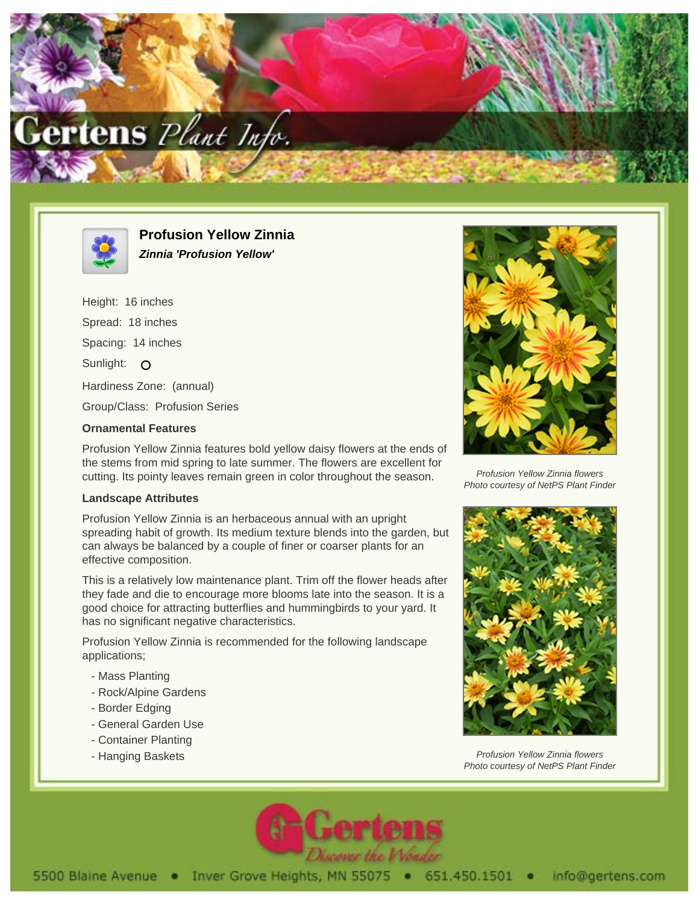# Profusion Yellow Zinnia

***Zinnia 'Profusion Yellow'***

Height: 16 inches

Spread: 18 inches

Spacing: 14 inches

Sunlight: O

Hardiness Zone: (annual)

Group/Class: Profusion Series

### Ornamental Features

Profusion Yellow Zinnia features bold yellow daisy flowers at the ends of the stems from mid spring to late summer. The flowers are excellent for cutting. Its pointy leaves remain green in color throughout the season.

### Landscape Attributes

Profusion Yellow Zinnia is an herbaceous annual with an upright spreading habit of growth. Its medium texture blends into the garden, but can always be balanced by a couple of finer or coarser plants for an effective composition.

This is a relatively low maintenance plant. Trim off the flower heads after they fade and die to encourage more blooms late into the season. It is a good choice for attracting butterflies and hummingbirds to your yard. It has no significant negative characteristics.

Profusion Yellow Zinnia is recommended for the following landscape applications;

- Mass Planting
- Rock/Alpine Gardens
- Border Edging
- General Garden Use
- Container Planting
- Hanging Baskets

*Profusion Yellow Zinnia flowers*
*Photo courtesy of NetPS Plant Finder*

*Profusion Yellow Zinnia flowers*
*Photo courtesy of NetPS Plant Finder*

5500 Blaine Avenue • Inver Grove Heights, MN 55075 • 651.450.1501 • info@gertens.com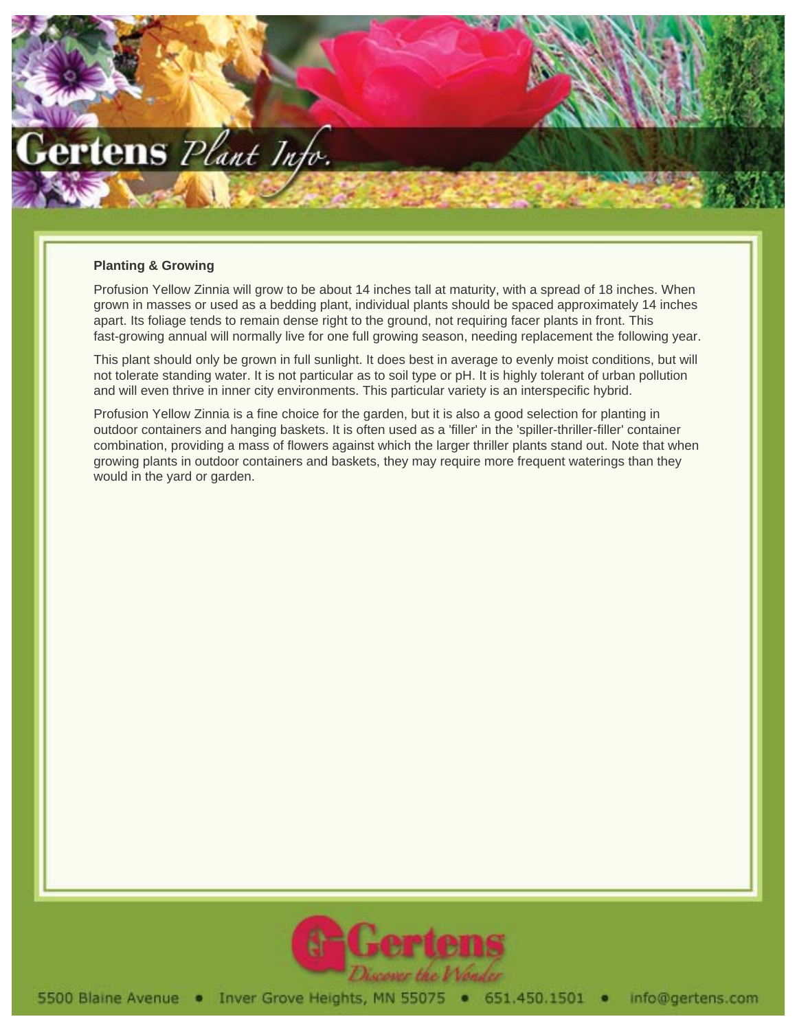**Planting & Growing**

Profusion Yellow Zinnia will grow to be about 14 inches tall at maturity, with a spread of 18 inches. When grown in masses or used as a bedding plant, individual plants should be spaced approximately 14 inches apart. Its foliage tends to remain dense right to the ground, not requiring facer plants in front. This fast-growing annual will normally live for one full growing season, needing replacement the following year.

This plant should only be grown in full sunlight. It does best in average to evenly moist conditions, but will not tolerate standing water. It is not particular as to soil type or pH. It is highly tolerant of urban pollution and will even thrive in inner city environments. This particular variety is an interspecific hybrid.

Profusion Yellow Zinnia is a fine choice for the garden, but it is also a good selection for planting in outdoor containers and hanging baskets. It is often used as a 'filler' in the 'spiller-thriller-filler' container combination, providing a mass of flowers against which the larger thriller plants stand out. Note that when growing plants in outdoor containers and baskets, they may require more frequent waterings than they would in the yard or garden.